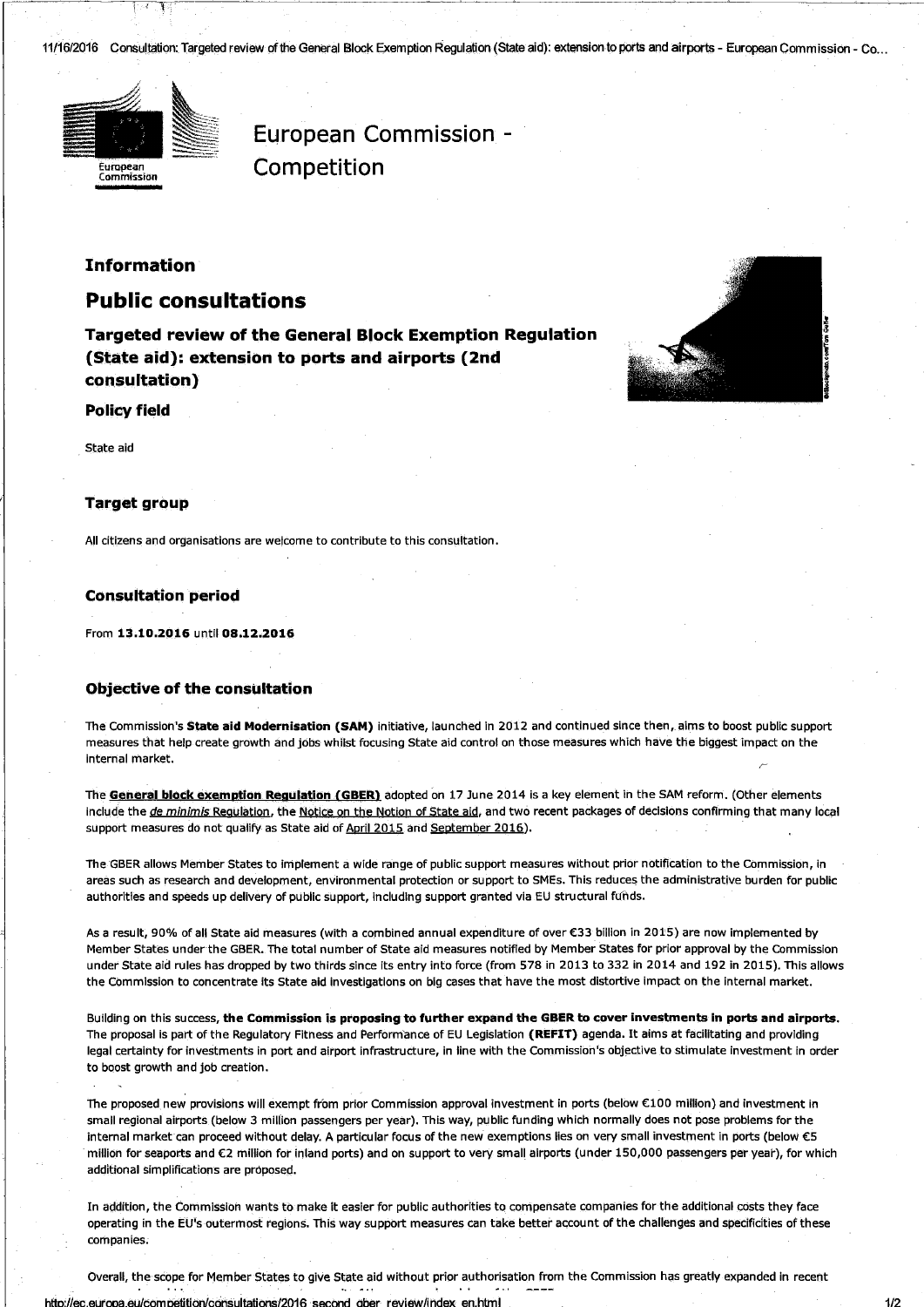# European Commission - Competition

## Information

## Public consultations

### Targeted review of the General Block Exemption Regulation (State aid): extension to ports and airports (2nd consultation)

### Policy field

State aid

### Target group

All citizens and organisations are welcome to contribute to this consultation.

### Consultation period

From **13.10.2016** until **08.12.2016**

### Objective of the consultation

The Commission's **State aid Modernisation (SAM)** initiative, launched in 2012 and continued since then, aims to boost public support measures that help create growth and jobs whilst focusing State aid control on those measures which have the biggest impact on the internal market.

The **General block exemption Regulation (GBER)** adopted on 17 June 2014 is a key element in the SAM reform. (Other elements include the *de minimis* Regulation, the Notice on the Notion of State aid, and two recent packages of decisions confirming that many local support measures do not qualify as State aid of April 2015 and September 2016).

The GBER allows Member States to implement a wide range of public support measures without prior notification to the Commission, in areas such as research and development, environmental protection or support to SMEs. This reduces the administrative burden for public authorities and speeds up delivery of public support, including support granted via EU structural funds.

As a result, 90% of all State aid measures (with a combined annual expenditure of over €33 billion in 2015) are now implemented by Member States under the GBER. The total number of State aid measures notified by Member States for prior approval by the Commission under State aid rules has dropped by two thirds since its entry into force (from 578 in 2013 to 332 in 2014 and 192 in 2015). This allows the Commission to concentrate its State aid investigations on big cases that have the most distortive impact on the internal market.

Building on this success, **the Commission is proposing to further expand the GBER to cover investments in ports and airports**. The proposal is part of the Regulatory Fitness and Performance of EU Legislation **(REFIT)** agenda. It aims at facilitating and providing legal certainty for investments in port and airport infrastructure, in line with the Commission's objective to stimulate investment in order to boost growth and job creation.

The proposed new provisions will exempt from prior Commission approval investment in ports (below €100 million) and investment in small regional airports (below 3 million passengers per year). This way, public funding which normally does not pose problems for the internal market can proceed without delay. A particular focus of the new exemptions lies on very small investment in ports (below €5 million for seaports and €2 million for inland ports) and on support to very small airports (under 150,000 passengers per year), for which additional simplifications are proposed.

In addition, the Commission wants to make it easier for public authorities to compensate companies for the additional costs they face operating in the EU's outermost regions. This way support measures can take better account of the challenges and specificities of these companies.

Overall, the scope for Member States to give State aid without prior authorisation from the Commission has greatly expanded in recent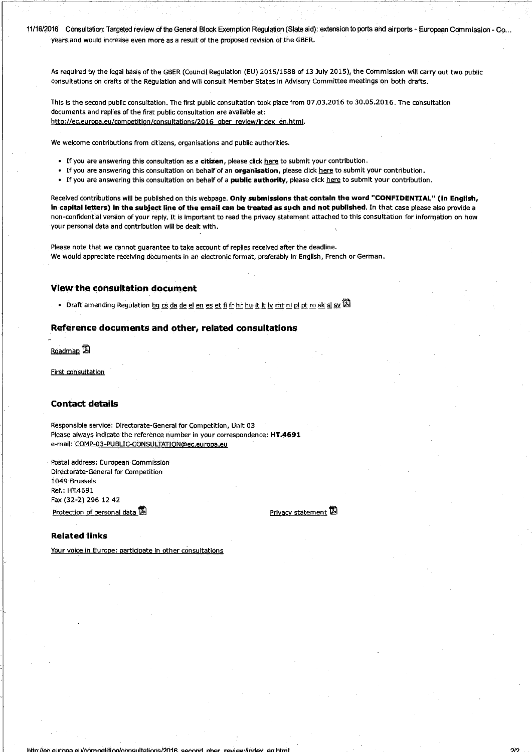years and would increase even more as a result of the proposed revision of the GBER.

As required by the legal basis of the GBER (Council Regulation (EU) 2015/1588 of 13 July 2015), the Commission will carry out two public consultations on drafts of the Regulation and will consult Member States in Advisory Committee meetings on both drafts.

This is the second public consultation. The first public consultation took place from 07.03.2016 to 30.05.2016. The consultation documents and replies of the first public consultation are available at: http://ec.europa.eu/competition/consultations/2016_gber_review/index_en.html.

We welcome contributions from citizens, organisations and public authorities.

- If you are answering this consultation as a **citizen**, please click here to submit your contribution.
- If you are answering this consultation on behalf of an **organisation**, please click here to submit your contribution.
- If you are answering this consultation on behalf of a **public authority**, please click here to submit your contribution.

Received contributions will be published on this webpage. **Only submissions that contain the word "CONFIDENTIAL" (in English, in capital letters) in the subject line of the email can be treated as such and not published**. In that case please also provide a non-confidential version of your reply. It is important to read the privacy statement attached to this consultation for information on how your personal data and contribution will be dealt with.

Please note that we cannot guarantee to take account of replies received after the deadline.
We would appreciate receiving documents in an electronic format, preferably in English, French or German.

## View the consultation document

- Draft amending Regulation bg cs da de el en es et fi fr hr hu it lt lv mt nl pl pt ro sk sl sv

## Reference documents and other, related consultations

Roadmap

First consultation

## Contact details

Responsible service: Directorate-General for Competition, Unit 03
Please always indicate the reference number in your correspondence: **HT.4691**
e-mail: COMP-03-PUBLIC-CONSULTATION@ec.europa.eu

Postal address: European Commission
Directorate-General for Competition
1049 Brussels
Ref.: HT.4691
Fax (32-2) 296 12 42

Protection of personal data

Privacy statement

## Related links

Your voice in Europe: participate in other consultations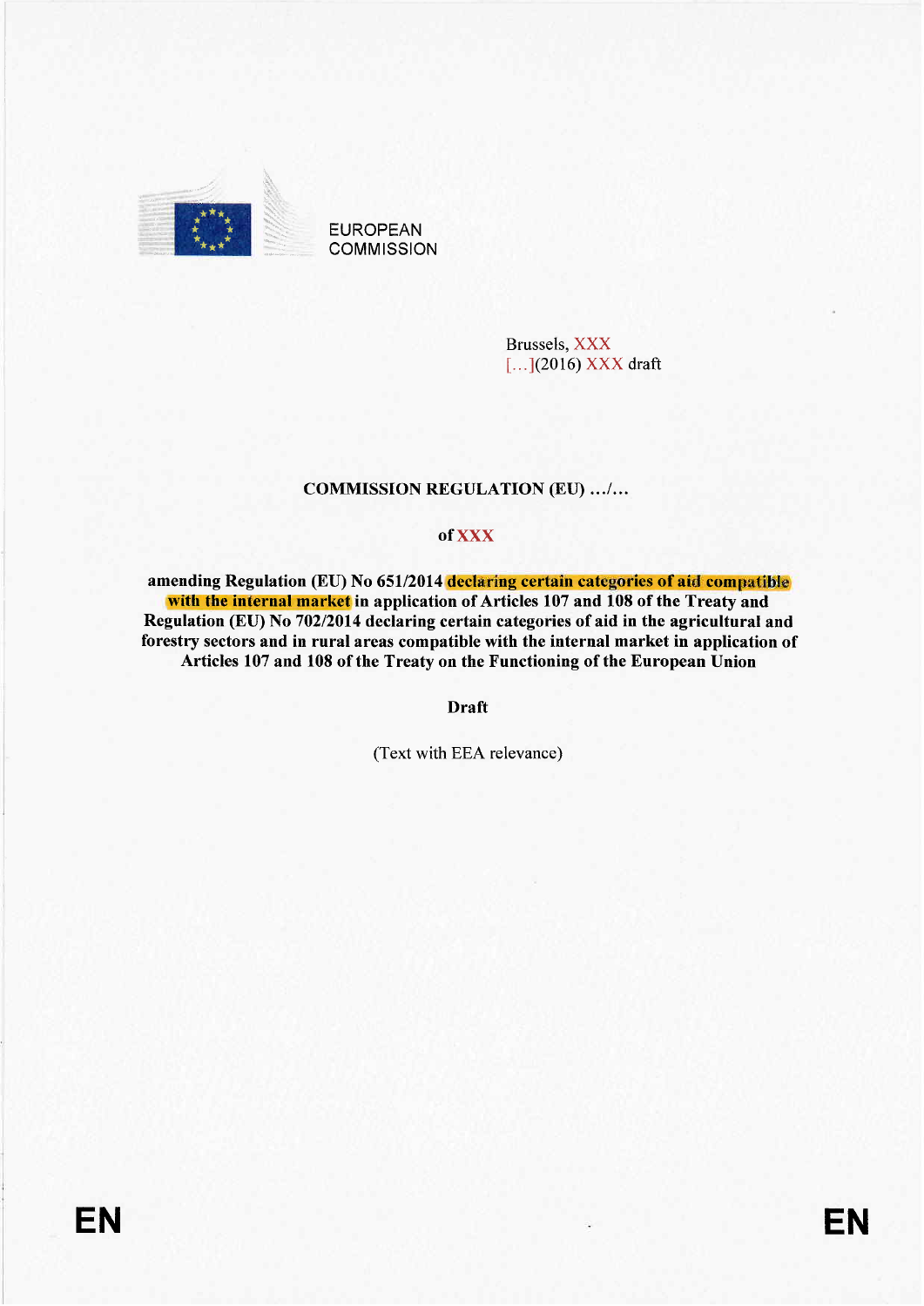EUROPEAN COMMISSION

Brussels, XXX
[…](2016) XXX draft

**COMMISSION REGULATION (EU) …/…**

**of XXX**

**amending Regulation (EU) No 651/2014 declaring certain categories of aid compatible with the internal market in application of Articles 107 and 108 of the Treaty and Regulation (EU) No 702/2014 declaring certain categories of aid in the agricultural and forestry sectors and in rural areas compatible with the internal market in application of Articles 107 and 108 of the Treaty on the Functioning of the European Union**

**Draft**

(Text with EEA relevance)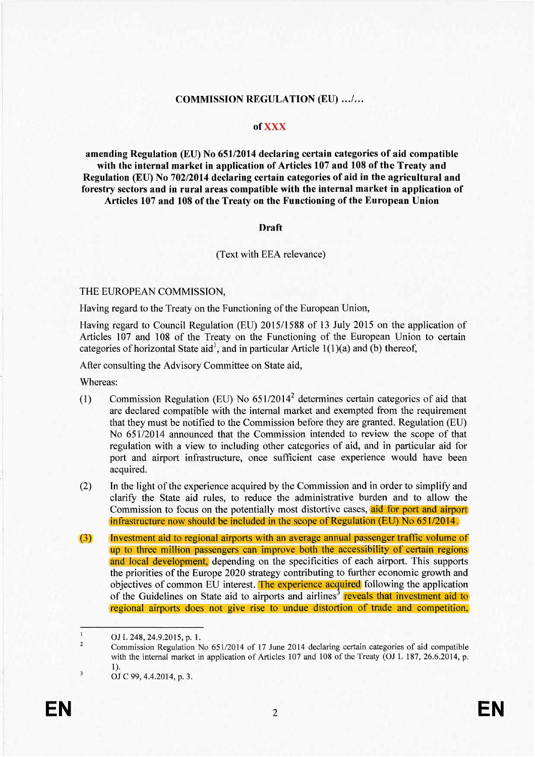**COMMISSION REGULATION (EU) …/…**

**of XXX**

**amending Regulation (EU) No 651/2014 declaring certain categories of aid compatible with the internal market in application of Articles 107 and 108 of the Treaty and Regulation (EU) No 702/2014 declaring certain categories of aid in the agricultural and forestry sectors and in rural areas compatible with the internal market in application of Articles 107 and 108 of the Treaty on the Functioning of the European Union**

**Draft**

(Text with EEA relevance)

THE EUROPEAN COMMISSION,

Having regard to the Treaty on the Functioning of the European Union,

Having regard to Council Regulation (EU) 2015/1588 of 13 July 2015 on the application of Articles 107 and 108 of the Treaty on the Functioning of the European Union to certain categories of horizontal State aid[1], and in particular Article 1(1)(a) and (b) thereof,

After consulting the Advisory Committee on State aid,

Whereas:

(1) Commission Regulation (EU) No 651/2014[2] determines certain categories of aid that are declared compatible with the internal market and exempted from the requirement that they must be notified to the Commission before they are granted. Regulation (EU) No 651/2014 announced that the Commission intended to review the scope of that regulation with a view to including other categories of aid, and in particular aid for port and airport infrastructure, once sufficient case experience would have been acquired.

(2) In the light of the experience acquired by the Commission and in order to simplify and clarify the State aid rules, to reduce the administrative burden and to allow the Commission to focus on the potentially most distortive cases, aid for port and airport infrastructure now should be included in the scope of Regulation (EU) No 651/2014.

(3) Investment aid to regional airports with an average annual passenger traffic volume of up to three million passengers can improve both the accessibility of certain regions and local development, depending on the specificities of each airport. This supports the priorities of the Europe 2020 strategy contributing to further economic growth and objectives of common EU interest. The experience acquired following the application of the Guidelines on State aid to airports and airlines[3] reveals that investment aid to regional airports does not give rise to undue distortion of trade and competition,

---

[1] OJ L 248, 24.9.2015, p. 1.

[2] Commission Regulation No 651/2014 of 17 June 2014 declaring certain categories of aid compatible with the internal market in application of Articles 107 and 108 of the Treaty (OJ L 187, 26.6.2014, p. 1).

[3] OJ C 99, 4.4.2014, p. 3.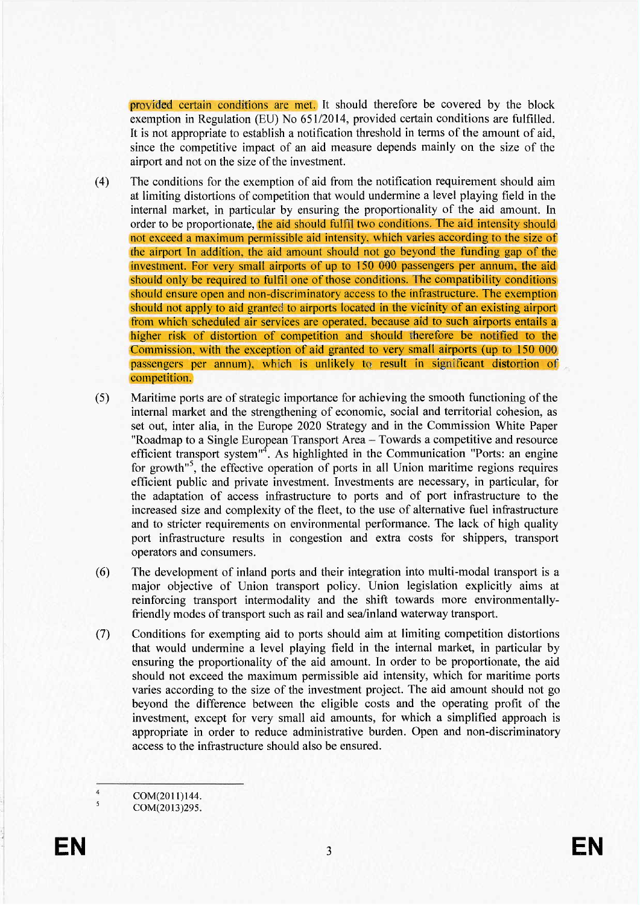provided certain conditions are met. It should therefore be covered by the block exemption in Regulation (EU) No 651/2014, provided certain conditions are fulfilled. It is not appropriate to establish a notification threshold in terms of the amount of aid, since the competitive impact of an aid measure depends mainly on the size of the airport and not on the size of the investment.

(4) The conditions for the exemption of aid from the notification requirement should aim at limiting distortions of competition that would undermine a level playing field in the internal market, in particular by ensuring the proportionality of the aid amount. In order to be proportionate, the aid should fulfil two conditions. The aid intensity should not exceed a maximum permissible aid intensity, which varies according to the size of the airport In addition, the aid amount should not go beyond the funding gap of the investment. For very small airports of up to 150 000 passengers per annum, the aid should only be required to fulfil one of those conditions. The compatibility conditions should ensure open and non-discriminatory access to the infrastructure. The exemption should not apply to aid granted to airports located in the vicinity of an existing airport from which scheduled air services are operated, because aid to such airports entails a higher risk of distortion of competition and should therefore be notified to the Commission, with the exception of aid granted to very small airports (up to 150 000 passengers per annum), which is unlikely to result in significant distortion of competition.

(5) Maritime ports are of strategic importance for achieving the smooth functioning of the internal market and the strengthening of economic, social and territorial cohesion, as set out, inter alia, in the Europe 2020 Strategy and in the Commission White Paper "Roadmap to a Single European Transport Area – Towards a competitive and resource efficient transport system"[4]. As highlighted in the Communication "Ports: an engine for growth"[5], the effective operation of ports in all Union maritime regions requires efficient public and private investment. Investments are necessary, in particular, for the adaptation of access infrastructure to ports and of port infrastructure to the increased size and complexity of the fleet, to the use of alternative fuel infrastructure and to stricter requirements on environmental performance. The lack of high quality port infrastructure results in congestion and extra costs for shippers, transport operators and consumers.

(6) The development of inland ports and their integration into multi-modal transport is a major objective of Union transport policy. Union legislation explicitly aims at reinforcing transport intermodality and the shift towards more environmentally-friendly modes of transport such as rail and sea/inland waterway transport.

(7) Conditions for exempting aid to ports should aim at limiting competition distortions that would undermine a level playing field in the internal market, in particular by ensuring the proportionality of the aid amount. In order to be proportionate, the aid should not exceed the maximum permissible aid intensity, which for maritime ports varies according to the size of the investment project. The aid amount should not go beyond the difference between the eligible costs and the operating profit of the investment, except for very small aid amounts, for which a simplified approach is appropriate in order to reduce administrative burden. Open and non-discriminatory access to the infrastructure should also be ensured.

---

[4] COM(2011)144.

[5] COM(2013)295.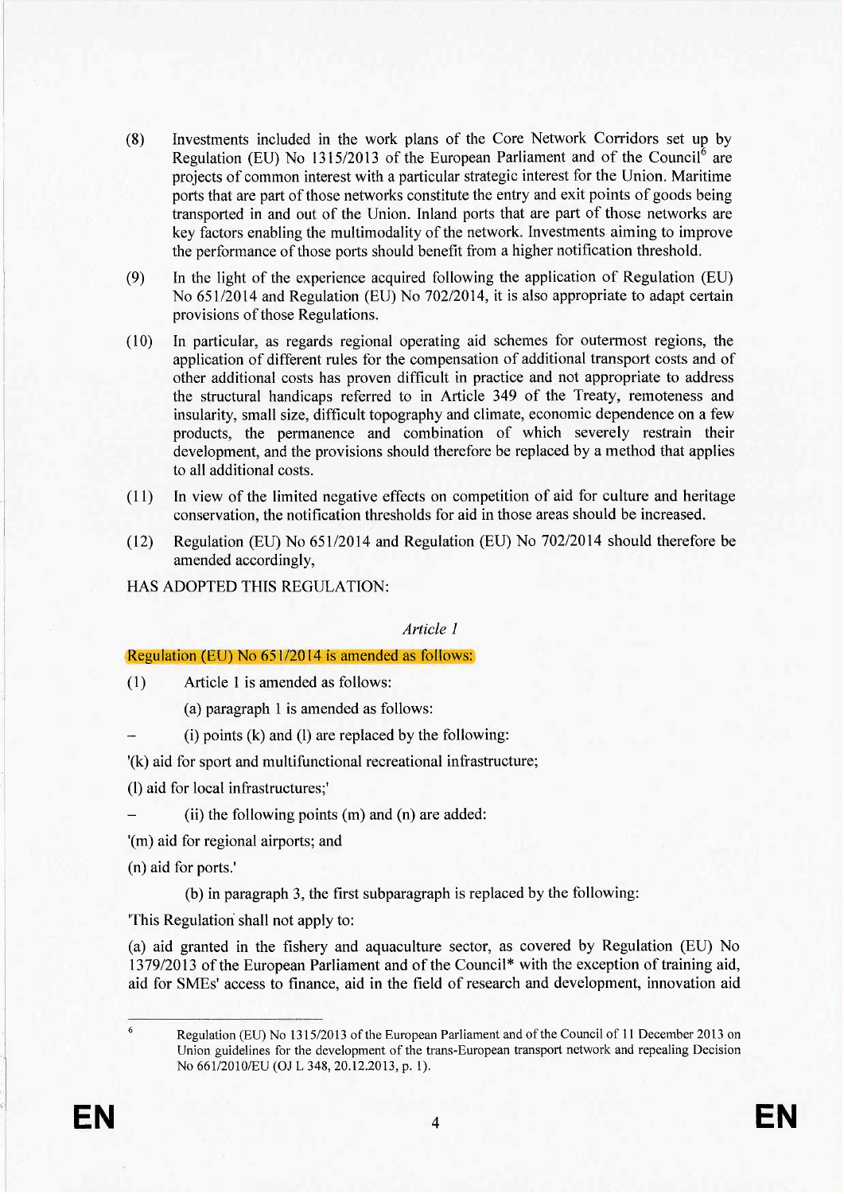(8) Investments included in the work plans of the Core Network Corridors set up by Regulation (EU) No 1315/2013 of the European Parliament and of the Council[6] are projects of common interest with a particular strategic interest for the Union. Maritime ports that are part of those networks constitute the entry and exit points of goods being transported in and out of the Union. Inland ports that are part of those networks are key factors enabling the multimodality of the network. Investments aiming to improve the performance of those ports should benefit from a higher notification threshold.

(9) In the light of the experience acquired following the application of Regulation (EU) No 651/2014 and Regulation (EU) No 702/2014, it is also appropriate to adapt certain provisions of those Regulations.

(10) In particular, as regards regional operating aid schemes for outermost regions, the application of different rules for the compensation of additional transport costs and of other additional costs has proven difficult in practice and not appropriate to address the structural handicaps referred to in Article 349 of the Treaty, remoteness and insularity, small size, difficult topography and climate, economic dependence on a few products, the permanence and combination of which severely restrain their development, and the provisions should therefore be replaced by a method that applies to all additional costs.

(11) In view of the limited negative effects on competition of aid for culture and heritage conservation, the notification thresholds for aid in those areas should be increased.

(12) Regulation (EU) No 651/2014 and Regulation (EU) No 702/2014 should therefore be amended accordingly,

HAS ADOPTED THIS REGULATION:

*Article 1*

Regulation (EU) No 651/2014 is amended as follows:

(1) Article 1 is amended as follows:

(a) paragraph 1 is amended as follows:

– (i) points (k) and (l) are replaced by the following:

'(k) aid for sport and multifunctional recreational infrastructure;

(l) aid for local infrastructures;'

– (ii) the following points (m) and (n) are added:

'(m) aid for regional airports; and

(n) aid for ports.'

(b) in paragraph 3, the first subparagraph is replaced by the following:

'This Regulation shall not apply to:

(a) aid granted in the fishery and aquaculture sector, as covered by Regulation (EU) No 1379/2013 of the European Parliament and of the Council* with the exception of training aid, aid for SMEs' access to finance, aid in the field of research and development, innovation aid

---

[6] Regulation (EU) No 1315/2013 of the European Parliament and of the Council of 11 December 2013 on Union guidelines for the development of the trans-European transport network and repealing Decision No 661/2010/EU (OJ L 348, 20.12.2013, p. 1).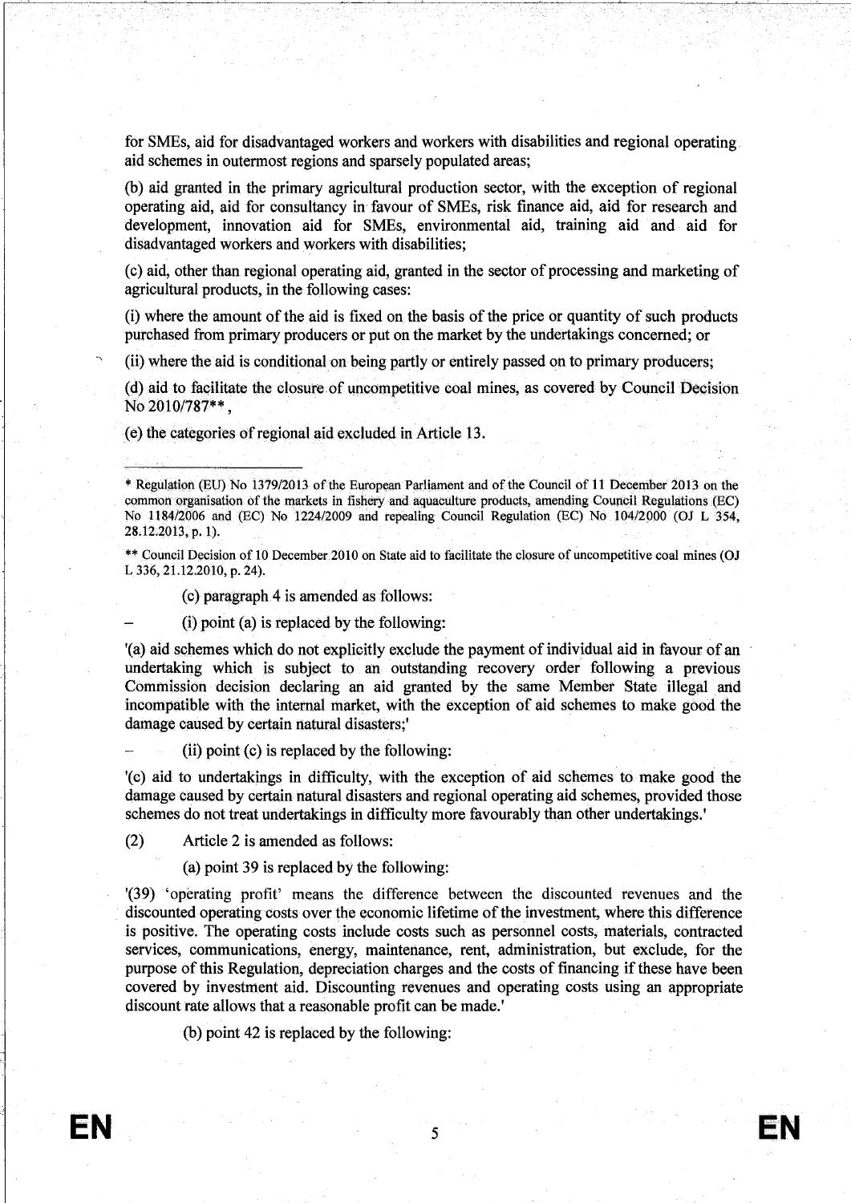for SMEs, aid for disadvantaged workers and workers with disabilities and regional operating aid schemes in outermost regions and sparsely populated areas;

(b) aid granted in the primary agricultural production sector, with the exception of regional operating aid, aid for consultancy in favour of SMEs, risk finance aid, aid for research and development, innovation aid for SMEs, environmental aid, training aid and aid for disadvantaged workers and workers with disabilities;

(c) aid, other than regional operating aid, granted in the sector of processing and marketing of agricultural products, in the following cases:

(i) where the amount of the aid is fixed on the basis of the price or quantity of such products purchased from primary producers or put on the market by the undertakings concerned; or

(ii) where the aid is conditional on being partly or entirely passed on to primary producers;

(d) aid to facilitate the closure of uncompetitive coal mines, as covered by Council Decision No 2010/787**,

(e) the categories of regional aid excluded in Article 13.

---

* Regulation (EU) No 1379/2013 of the European Parliament and of the Council of 11 December 2013 on the common organisation of the markets in fishery and aquaculture products, amending Council Regulations (EC) No 1184/2006 and (EC) No 1224/2009 and repealing Council Regulation (EC) No 104/2000 (OJ L 354, 28.12.2013, p. 1).

** Council Decision of 10 December 2010 on State aid to facilitate the closure of uncompetitive coal mines (OJ L 336, 21.12.2010, p. 24).

(c) paragraph 4 is amended as follows:

– (i) point (a) is replaced by the following:

'(a) aid schemes which do not explicitly exclude the payment of individual aid in favour of an undertaking which is subject to an outstanding recovery order following a previous Commission decision declaring an aid granted by the same Member State illegal and incompatible with the internal market, with the exception of aid schemes to make good the damage caused by certain natural disasters;'

– (ii) point (c) is replaced by the following:

'(c) aid to undertakings in difficulty, with the exception of aid schemes to make good the damage caused by certain natural disasters and regional operating aid schemes, provided those schemes do not treat undertakings in difficulty more favourably than other undertakings.'

(2) Article 2 is amended as follows:

(a) point 39 is replaced by the following:

'(39) 'operating profit' means the difference between the discounted revenues and the discounted operating costs over the economic lifetime of the investment, where this difference is positive. The operating costs include costs such as personnel costs, materials, contracted services, communications, energy, maintenance, rent, administration, but exclude, for the purpose of this Regulation, depreciation charges and the costs of financing if these have been covered by investment aid. Discounting revenues and operating costs using an appropriate discount rate allows that a reasonable profit can be made.'

(b) point 42 is replaced by the following: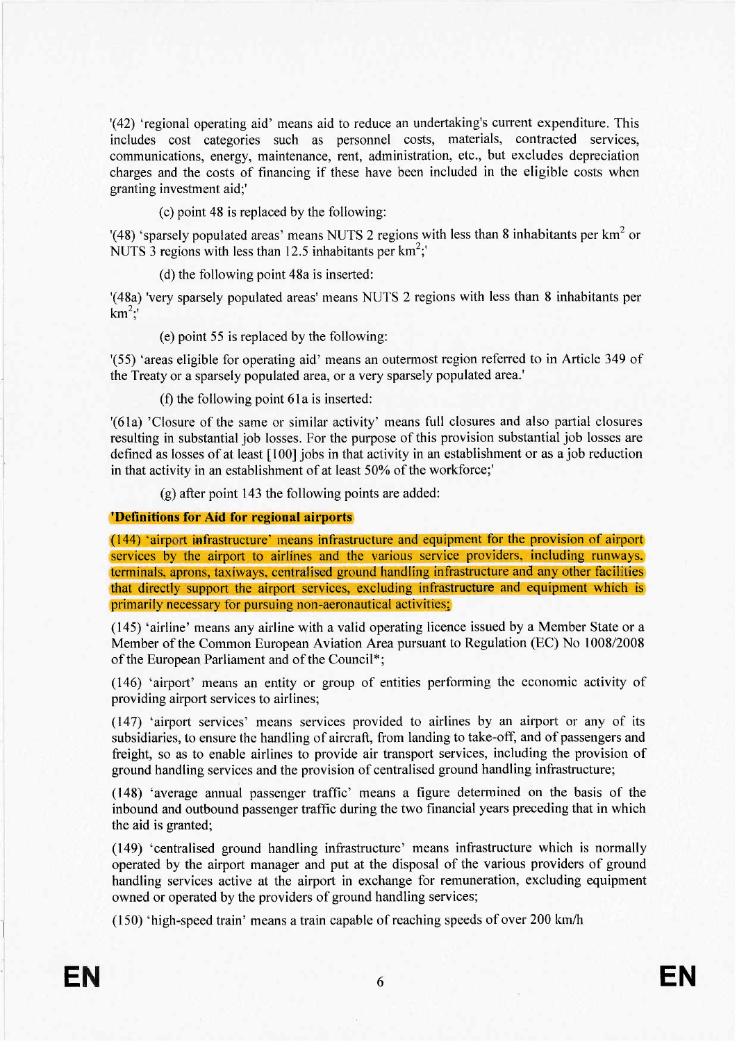'(42) 'regional operating aid' means aid to reduce an undertaking's current expenditure. This includes cost categories such as personnel costs, materials, contracted services, communications, energy, maintenance, rent, administration, etc., but excludes depreciation charges and the costs of financing if these have been included in the eligible costs when granting investment aid;'

(c) point 48 is replaced by the following:

'(48) 'sparsely populated areas' means NUTS 2 regions with less than 8 inhabitants per km$^2$ or NUTS 3 regions with less than 12.5 inhabitants per km$^2$;'

(d) the following point 48a is inserted:

'(48a) 'very sparsely populated areas' means NUTS 2 regions with less than 8 inhabitants per km$^2$;'

(e) point 55 is replaced by the following:

'(55) 'areas eligible for operating aid' means an outermost region referred to in Article 349 of the Treaty or a sparsely populated area, or a very sparsely populated area.'

(f) the following point 61a is inserted:

'(61a) 'Closure of the same or similar activity' means full closures and also partial closures resulting in substantial job losses. For the purpose of this provision substantial job losses are defined as losses of at least [100] jobs in that activity in an establishment or as a job reduction in that activity in an establishment of at least 50% of the workforce;'

(g) after point 143 the following points are added:

**'Definitions for Aid for regional airports**

(144) 'airport infrastructure' means infrastructure and equipment for the provision of airport services by the airport to airlines and the various service providers, including runways, terminals, aprons, taxiways, centralised ground handling infrastructure and any other facilities that directly support the airport services, excluding infrastructure and equipment which is primarily necessary for pursuing non-aeronautical activities;

(145) 'airline' means any airline with a valid operating licence issued by a Member State or a Member of the Common European Aviation Area pursuant to Regulation (EC) No 1008/2008 of the European Parliament and of the Council*;

(146) 'airport' means an entity or group of entities performing the economic activity of providing airport services to airlines;

(147) 'airport services' means services provided to airlines by an airport or any of its subsidiaries, to ensure the handling of aircraft, from landing to take-off, and of passengers and freight, so as to enable airlines to provide air transport services, including the provision of ground handling services and the provision of centralised ground handling infrastructure;

(148) 'average annual passenger traffic' means a figure determined on the basis of the inbound and outbound passenger traffic during the two financial years preceding that in which the aid is granted;

(149) 'centralised ground handling infrastructure' means infrastructure which is normally operated by the airport manager and put at the disposal of the various providers of ground handling services active at the airport in exchange for remuneration, excluding equipment owned or operated by the providers of ground handling services;

(150) 'high-speed train' means a train capable of reaching speeds of over 200 km/h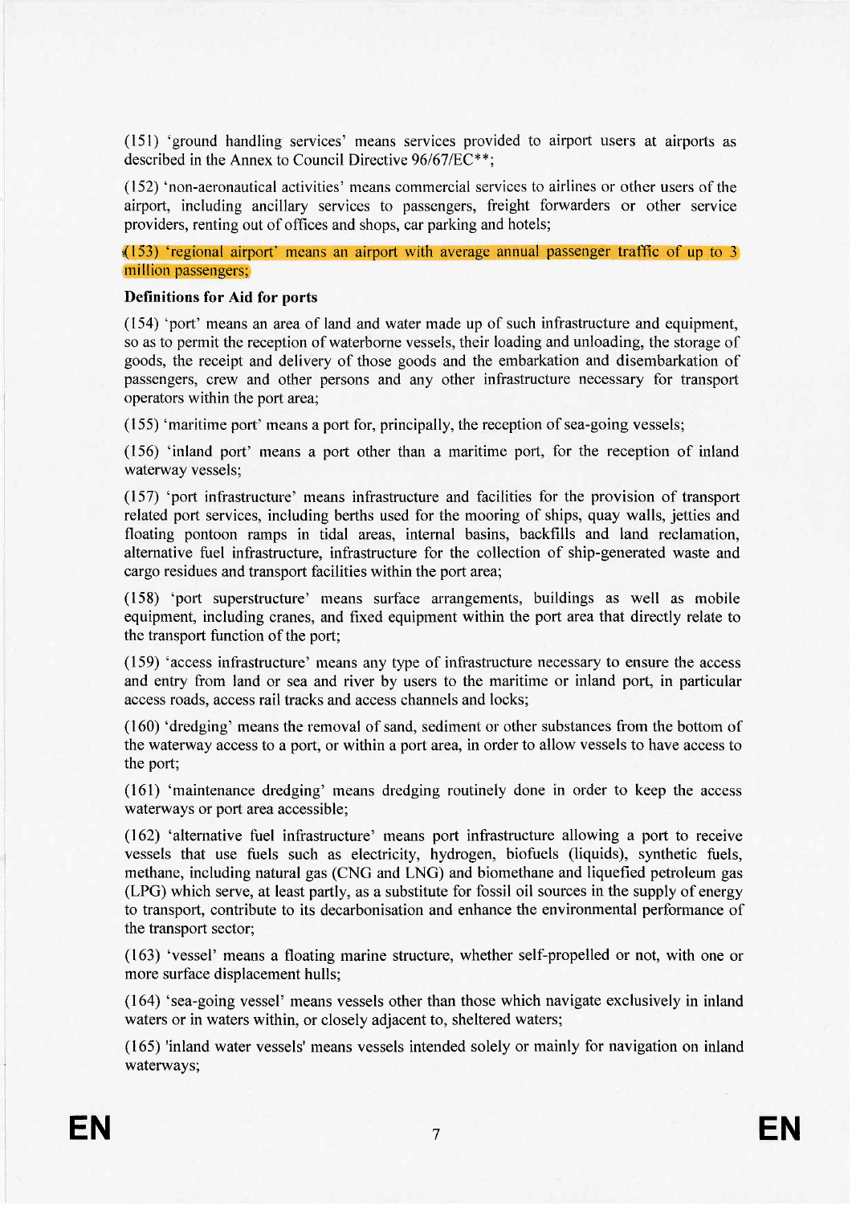(151) 'ground handling services' means services provided to airport users at airports as described in the Annex to Council Directive 96/67/EC**;

(152) 'non-aeronautical activities' means commercial services to airlines or other users of the airport, including ancillary services to passengers, freight forwarders or other service providers, renting out of offices and shops, car parking and hotels;

(153) 'regional airport' means an airport with average annual passenger traffic of up to 3 million passengers;

**Definitions for Aid for ports**

(154) 'port' means an area of land and water made up of such infrastructure and equipment, so as to permit the reception of waterborne vessels, their loading and unloading, the storage of goods, the receipt and delivery of those goods and the embarkation and disembarkation of passengers, crew and other persons and any other infrastructure necessary for transport operators within the port area;

(155) 'maritime port' means a port for, principally, the reception of sea-going vessels;

(156) 'inland port' means a port other than a maritime port, for the reception of inland waterway vessels;

(157) 'port infrastructure' means infrastructure and facilities for the provision of transport related port services, including berths used for the mooring of ships, quay walls, jetties and floating pontoon ramps in tidal areas, internal basins, backfills and land reclamation, alternative fuel infrastructure, infrastructure for the collection of ship-generated waste and cargo residues and transport facilities within the port area;

(158) 'port superstructure' means surface arrangements, buildings as well as mobile equipment, including cranes, and fixed equipment within the port area that directly relate to the transport function of the port;

(159) 'access infrastructure' means any type of infrastructure necessary to ensure the access and entry from land or sea and river by users to the maritime or inland port, in particular access roads, access rail tracks and access channels and locks;

(160) 'dredging' means the removal of sand, sediment or other substances from the bottom of the waterway access to a port, or within a port area, in order to allow vessels to have access to the port;

(161) 'maintenance dredging' means dredging routinely done in order to keep the access waterways or port area accessible;

(162) 'alternative fuel infrastructure' means port infrastructure allowing a port to receive vessels that use fuels such as electricity, hydrogen, biofuels (liquids), synthetic fuels, methane, including natural gas (CNG and LNG) and biomethane and liquefied petroleum gas (LPG) which serve, at least partly, as a substitute for fossil oil sources in the supply of energy to transport, contribute to its decarbonisation and enhance the environmental performance of the transport sector;

(163) 'vessel' means a floating marine structure, whether self-propelled or not, with one or more surface displacement hulls;

(164) 'sea-going vessel' means vessels other than those which navigate exclusively in inland waters or in waters within, or closely adjacent to, sheltered waters;

(165) 'inland water vessels' means vessels intended solely or mainly for navigation on inland waterways;